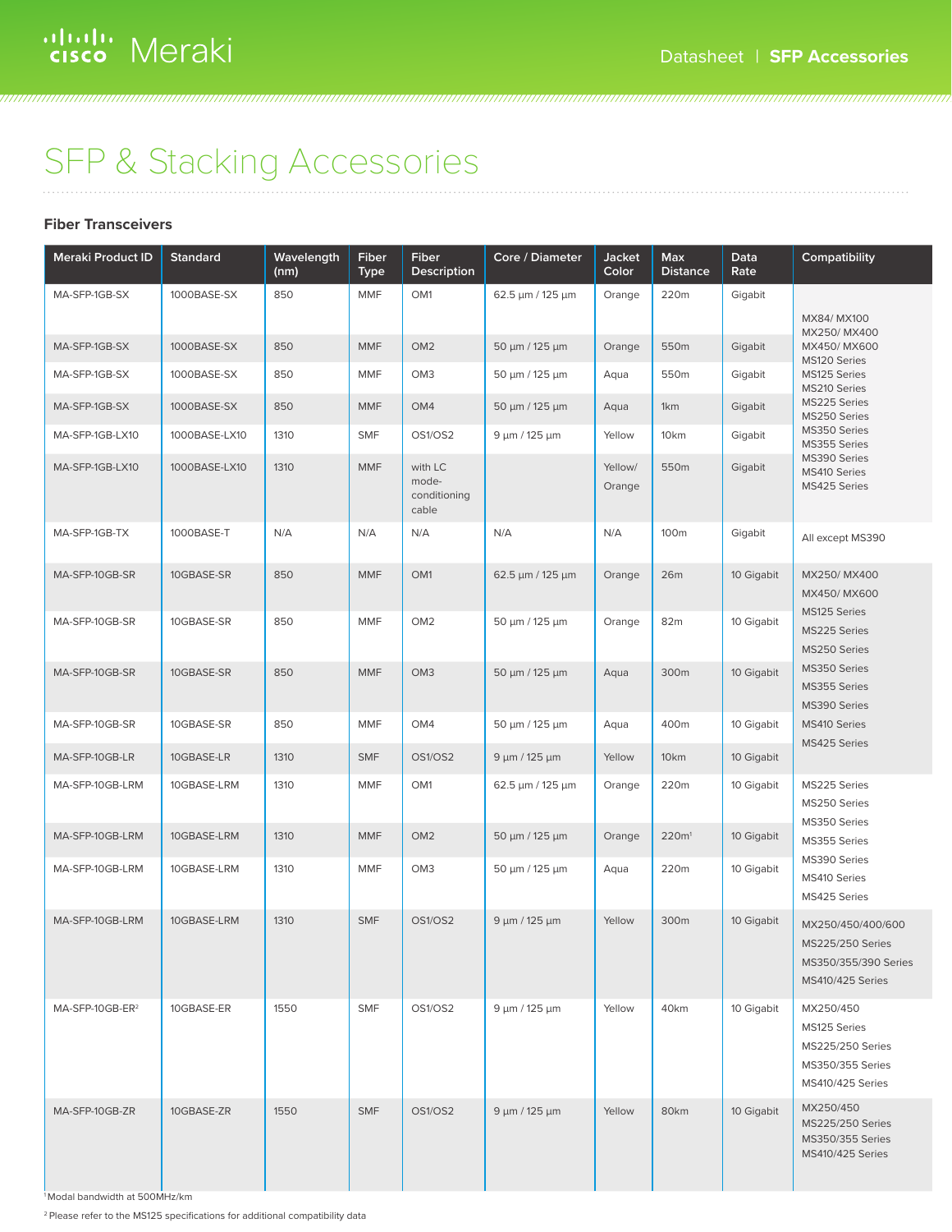# SFP & Stacking Accessories

### Fiber Transceivers

| Meraki Product ID | Standard | Wavelength (nm) | Fiber Type | Fiber Description | Core / Diameter | Jacket Color | Max Distance | Data Rate | Compatibility |
|---|---|---|---|---|---|---|---|---|---|
| MA-SFP-1GB-SX | 1000BASE-SX | 850 | MMF | OM1 | 62.5 µm / 125 µm | Orange | 220m | Gigabit | MX84/ MX100 MX250/ MX400 MX450/ MX600 MS120 Series MS125 Series MS210 Series MS225 Series MS250 Series MS350 Series MS355 Series MS390 Series MS410 Series MS425 Series |
| MA-SFP-1GB-SX | 1000BASE-SX | 850 | MMF | OM2 | 50 µm / 125 µm | Orange | 550m | Gigabit | |
| MA-SFP-1GB-SX | 1000BASE-SX | 850 | MMF | OM3 | 50 µm / 125 µm | Aqua | 550m | Gigabit | |
| MA-SFP-1GB-SX | 1000BASE-SX | 850 | MMF | OM4 | 50 µm / 125 µm | Aqua | 1km | Gigabit | |
| MA-SFP-1GB-LX10 | 1000BASE-LX10 | 1310 | SMF | OS1/OS2 | 9 µm / 125 µm | Yellow | 10km | Gigabit | |
| MA-SFP-1GB-LX10 | 1000BASE-LX10 | 1310 | MMF | with LC mode-conditioning cable | | Yellow/ Orange | 550m | Gigabit | |
| MA-SFP-1GB-TX | 1000BASE-T | N/A | N/A | N/A | N/A | N/A | 100m | Gigabit | All except MS390 |
| MA-SFP-10GB-SR | 10GBASE-SR | 850 | MMF | OM1 | 62.5 µm / 125 µm | Orange | 26m | 10 Gigabit | MX250/ MX400 MX450/ MX600 MS125 Series MS225 Series MS250 Series MS350 Series MS355 Series MS390 Series MS410 Series MS425 Series |
| MA-SFP-10GB-SR | 10GBASE-SR | 850 | MMF | OM2 | 50 µm / 125 µm | Orange | 82m | 10 Gigabit | |
| MA-SFP-10GB-SR | 10GBASE-SR | 850 | MMF | OM3 | 50 µm / 125 µm | Aqua | 300m | 10 Gigabit | |
| MA-SFP-10GB-SR | 10GBASE-SR | 850 | MMF | OM4 | 50 µm / 125 µm | Aqua | 400m | 10 Gigabit | |
| MA-SFP-10GB-LR | 10GBASE-LR | 1310 | SMF | OS1/OS2 | 9 µm / 125 µm | Yellow | 10km | 10 Gigabit | |
| MA-SFP-10GB-LRM | 10GBASE-LRM | 1310 | MMF | OM1 | 62.5 µm / 125 µm | Orange | 220m | 10 Gigabit | MS225 Series MS250 Series MS350 Series MS355 Series MS390 Series MS410 Series MS425 Series |
| MA-SFP-10GB-LRM | 10GBASE-LRM | 1310 | MMF | OM2 | 50 µm / 125 µm | Orange | 220m[1] | 10 Gigabit | |
| MA-SFP-10GB-LRM | 10GBASE-LRM | 1310 | MMF | OM3 | 50 µm / 125 µm | Aqua | 220m | 10 Gigabit | |
| MA-SFP-10GB-LRM | 10GBASE-LRM | 1310 | SMF | OS1/OS2 | 9 µm / 125 µm | Yellow | 300m | 10 Gigabit | MX250/450/400/600 MS225/250 Series MS350/355/390 Series MS410/425 Series |
| MA-SFP-10GB-ER[2] | 10GBASE-ER | 1550 | SMF | OS1/OS2 | 9 µm / 125 µm | Yellow | 40km | 10 Gigabit | MX250/450 MS125 Series MS225/250 Series MS350/355 Series MS410/425 Series |
| MA-SFP-10GB-ZR | 10GBASE-ZR | 1550 | SMF | OS1/OS2 | 9 µm / 125 µm | Yellow | 80km | 10 Gigabit | MX250/450 MS225/250 Series MS350/355 Series MS410/425 Series |

[1] Modal bandwidth at 500MHz/km

[2] Please refer to the MS125 specifications for additional compatibility data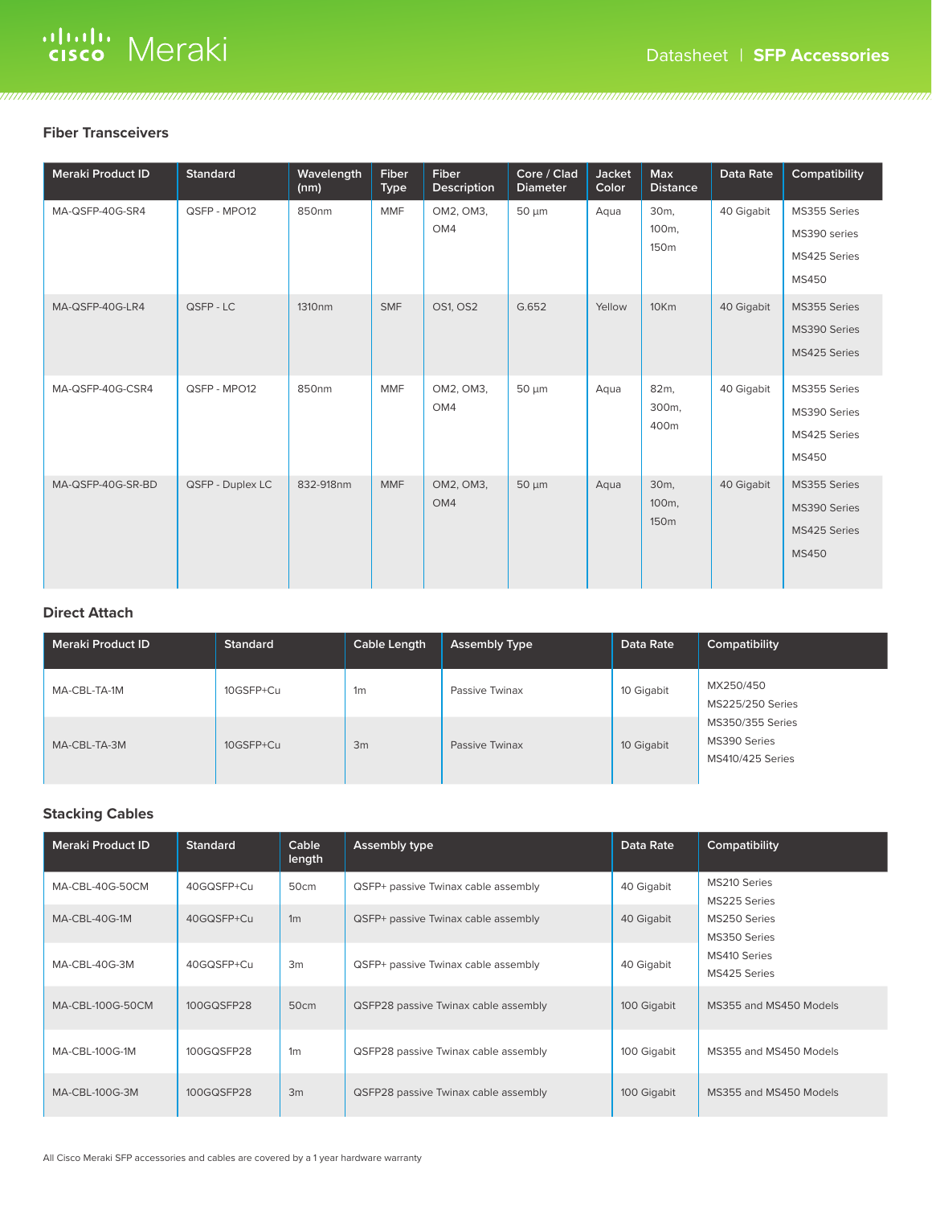### Fiber Transceivers

| Meraki Product ID | Standard | Wavelength (nm) | Fiber Type | Fiber Description | Core / Clad Diameter | Jacket Color | Max Distance | Data Rate | Compatibility |
|---|---|---|---|---|---|---|---|---|---|
| MA-QSFP-40G-SR4 | QSFP - MPO12 | 850nm | MMF | OM2, OM3, OM4 | 50 µm | Aqua | 30m, 100m, 150m | 40 Gigabit | MS355 Series<br>MS390 series<br>MS425 Series<br>MS450 |
| MA-QSFP-40G-LR4 | QSFP - LC | 1310nm | SMF | OS1, OS2 | G.652 | Yellow | 10Km | 40 Gigabit | MS355 Series<br>MS390 Series<br>MS425 Series |
| MA-QSFP-40G-CSR4 | QSFP - MPO12 | 850nm | MMF | OM2, OM3, OM4 | 50 µm | Aqua | 82m, 300m, 400m | 40 Gigabit | MS355 Series<br>MS390 Series<br>MS425 Series<br>MS450 |
| MA-QSFP-40G-SR-BD | QSFP - Duplex LC | 832-918nm | MMF | OM2, OM3, OM4 | 50 µm | Aqua | 30m, 100m, 150m | 40 Gigabit | MS355 Series<br>MS390 Series<br>MS425 Series<br>MS450 |

### Direct Attach

| Meraki Product ID | Standard | Cable Length | Assembly Type | Data Rate | Compatibility |
|---|---|---|---|---|---|
| MA-CBL-TA-1M | 10GSFP+Cu | 1m | Passive Twinax | 10 Gigabit | MX250/450<br>MS225/250 Series<br>MS350/355 Series<br>MS390 Series<br>MS410/425 Series |
| MA-CBL-TA-3M | 10GSFP+Cu | 3m | Passive Twinax | 10 Gigabit | |

### Stacking Cables

| Meraki Product ID | Standard | Cable length | Assembly type | Data Rate | Compatibility |
|---|---|---|---|---|---|
| MA-CBL-40G-50CM | 40GQSFP+Cu | 50cm | QSFP+ passive Twinax cable assembly | 40 Gigabit | MS210 Series<br>MS225 Series<br>MS250 Series<br>MS350 Series<br>MS410 Series<br>MS425 Series |
| MA-CBL-40G-1M | 40GQSFP+Cu | 1m | QSFP+ passive Twinax cable assembly | 40 Gigabit | |
| MA-CBL-40G-3M | 40GQSFP+Cu | 3m | QSFP+ passive Twinax cable assembly | 40 Gigabit | |
| MA-CBL-100G-50CM | 100GQSFP28 | 50cm | QSFP28 passive Twinax cable assembly | 100 Gigabit | MS355 and MS450 Models |
| MA-CBL-100G-1M | 100GQSFP28 | 1m | QSFP28 passive Twinax cable assembly | 100 Gigabit | MS355 and MS450 Models |
| MA-CBL-100G-3M | 100GQSFP28 | 3m | QSFP28 passive Twinax cable assembly | 100 Gigabit | MS355 and MS450 Models |

All Cisco Meraki SFP accessories and cables are covered by a 1 year hardware warranty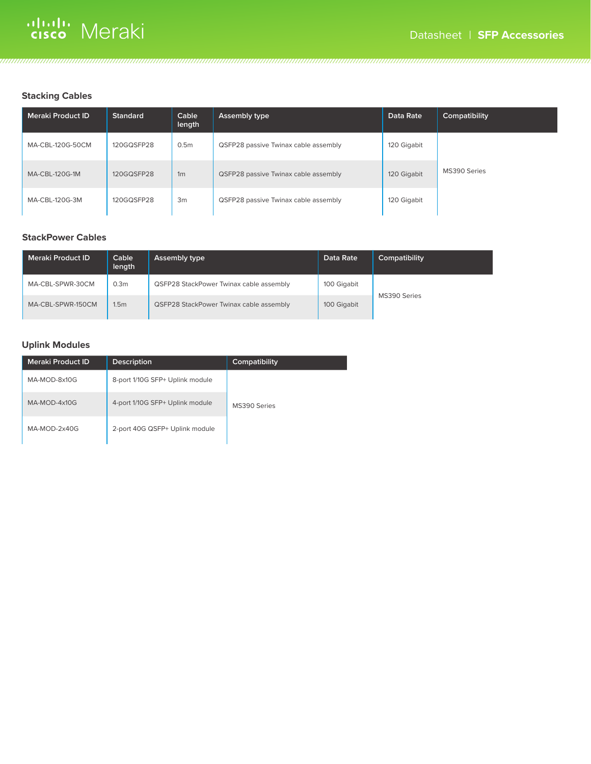## Stacking Cables

| Meraki Product ID | Standard | Cable length | Assembly type | Data Rate | Compatibility |
|---|---|---|---|---|---|
| MA-CBL-120G-50CM | 120GQSFP28 | 0.5m | QSFP28 passive Twinax cable assembly | 120 Gigabit | MS390 Series |
| MA-CBL-120G-1M | 120GQSFP28 | 1m | QSFP28 passive Twinax cable assembly | 120 Gigabit | |
| MA-CBL-120G-3M | 120GQSFP28 | 3m | QSFP28 passive Twinax cable assembly | 120 Gigabit | |

## StackPower Cables

| Meraki Product ID | Cable length | Assembly type | Data Rate | Compatibility |
|---|---|---|---|---|
| MA-CBL-SPWR-30CM | 0.3m | QSFP28 StackPower Twinax cable assembly | 100 Gigabit | MS390 Series |
| MA-CBL-SPWR-150CM | 1.5m | QSFP28 StackPower Twinax cable assembly | 100 Gigabit | |

## Uplink Modules

| Meraki Product ID | Description | Compatibility |
|---|---|---|
| MA-MOD-8x10G | 8-port 1/10G SFP+ Uplink module | MS390 Series |
| MA-MOD-4x10G | 4-port 1/10G SFP+ Uplink module | |
| MA-MOD-2x40G | 2-port 40G QSFP+ Uplink module | |